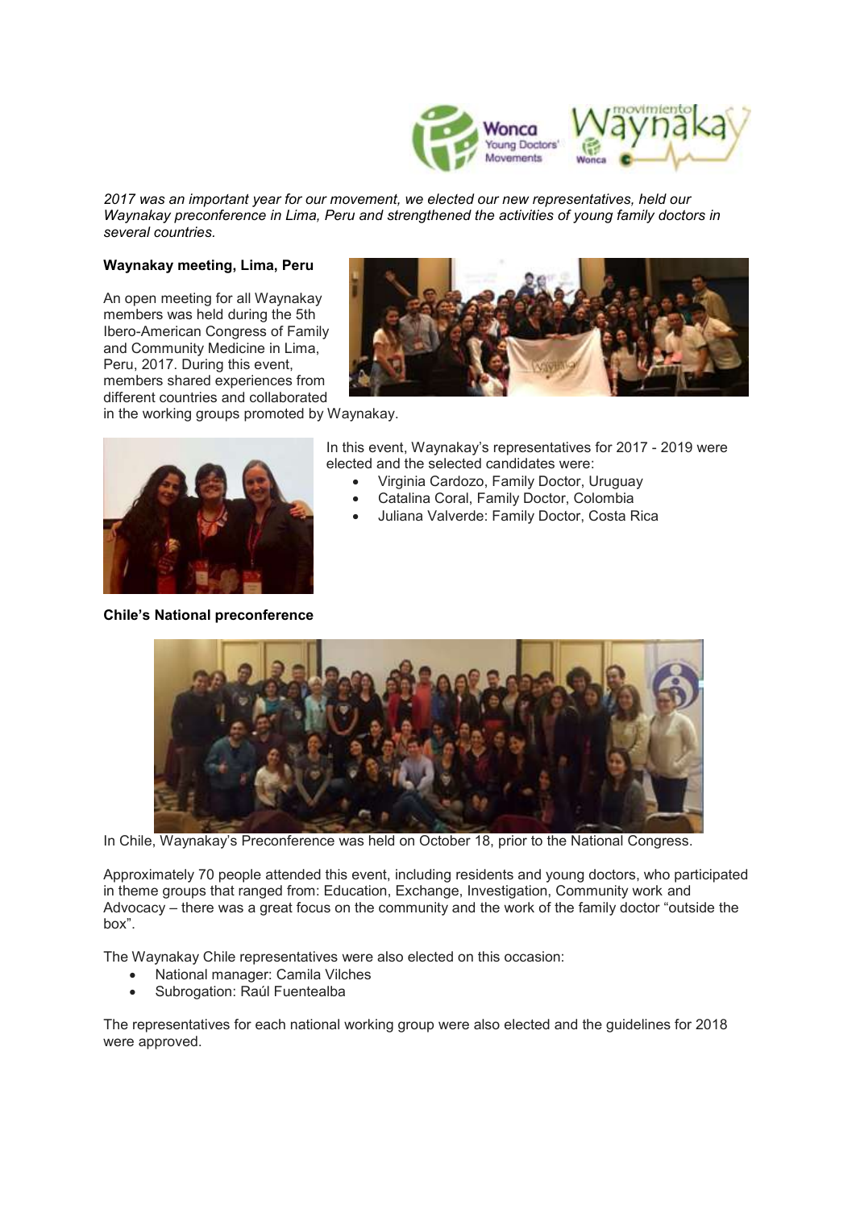*2017 was an important year for our movement, we elected our new representatives, held our Waynakay preconference in Lima, Peru and strengthened the activities of young family doctors in several countries.*

**Waynakay meeting, Lima, Peru**

An open meeting for all Waynakay members was held during the 5th Ibero-American Congress of Family and Community Medicine in Lima, Peru, 2017. During this event, members shared experiences from different countries and collaborated in the working groups promoted by Waynakay.

In this event, Waynakay's representatives for 2017 - 2019 were elected and the selected candidates were:

- Virginia Cardozo, Family Doctor, Uruguay
- Catalina Coral, Family Doctor, Colombia
- Juliana Valverde: Family Doctor, Costa Rica

**Chile's National preconference**

In Chile, Waynakay's Preconference was held on October 18, prior to the National Congress.

Approximately 70 people attended this event, including residents and young doctors, who participated in theme groups that ranged from: Education, Exchange, Investigation, Community work and Advocacy – there was a great focus on the community and the work of the family doctor "outside the box".

The Waynakay Chile representatives were also elected on this occasion:

- National manager: Camila Vilches
- Subrogation: Raúl Fuentealba

The representatives for each national working group were also elected and the guidelines for 2018 were approved.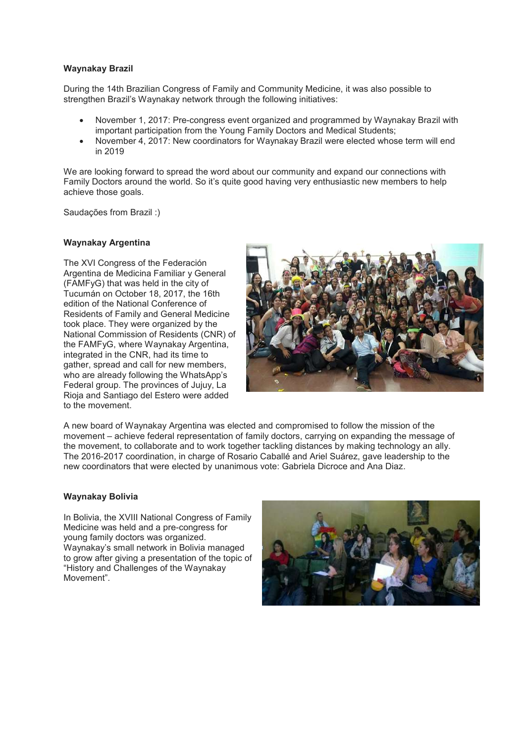**Waynakay Brazil**

During the 14th Brazilian Congress of Family and Community Medicine, it was also possible to strengthen Brazil's Waynakay network through the following initiatives:

- November 1, 2017: Pre-congress event organized and programmed by Waynakay Brazil with important participation from the Young Family Doctors and Medical Students;
- November 4, 2017: New coordinators for Waynakay Brazil were elected whose term will end in 2019

We are looking forward to spread the word about our community and expand our connections with Family Doctors around the world. So it's quite good having very enthusiastic new members to help achieve those goals.

Saudações from Brazil :)

**Waynakay Argentina**

The XVI Congress of the Federación Argentina de Medicina Familiar y General (FAMFyG) that was held in the city of Tucumán on October 18, 2017, the 16th edition of the National Conference of Residents of Family and General Medicine took place. They were organized by the National Commission of Residents (CNR) of the FAMFyG, where Waynakay Argentina, integrated in the CNR, had its time to gather, spread and call for new members, who are already following the WhatsApp's Federal group. The provinces of Jujuy, La Rioja and Santiago del Estero were added to the movement.

A new board of Waynakay Argentina was elected and compromised to follow the mission of the movement – achieve federal representation of family doctors, carrying on expanding the message of the movement, to collaborate and to work together tackling distances by making technology an ally. The 2016-2017 coordination, in charge of Rosario Caballé and Ariel Suárez, gave leadership to the new coordinators that were elected by unanimous vote: Gabriela Dicroce and Ana Diaz.

**Waynakay Bolivia**

In Bolivia, the XVIII National Congress of Family Medicine was held and a pre-congress for young family doctors was organized. Waynakay's small network in Bolivia managed to grow after giving a presentation of the topic of "History and Challenges of the Waynakay Movement".